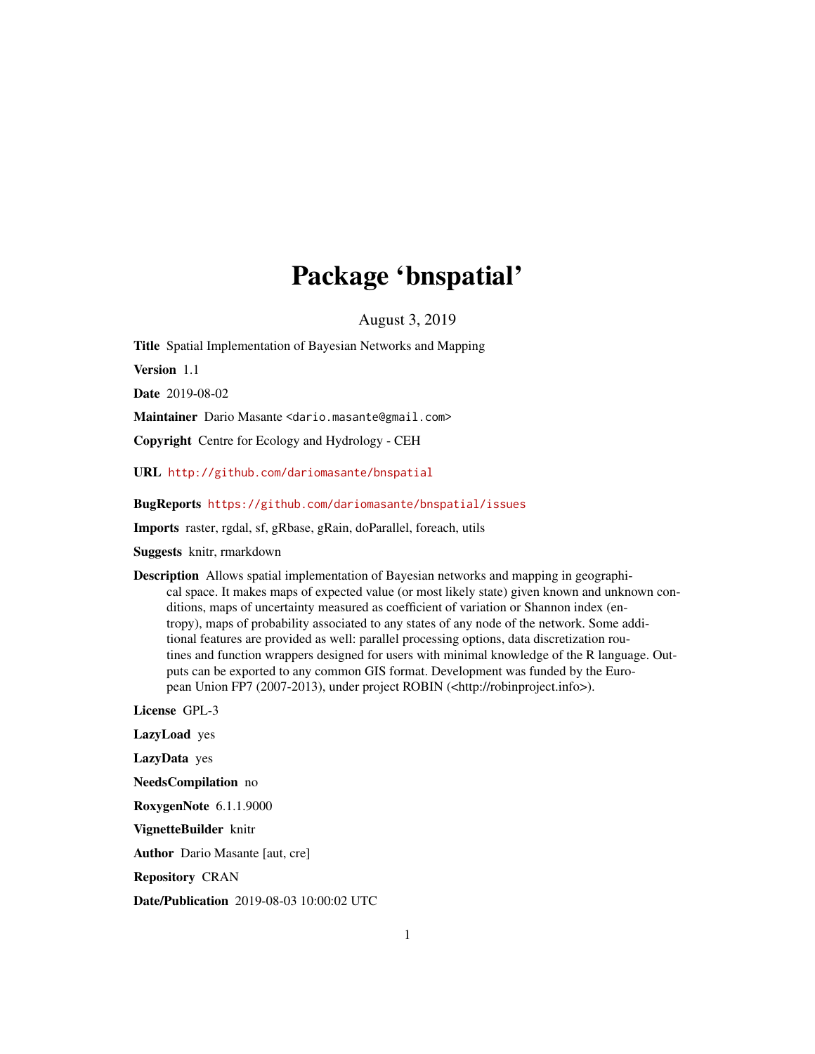# Package 'bnspatial'

August 3, 2019

**Title** Spatial Implementation of Bayesian Networks and Mapping

**Version** 1.1

**Date** 2019-08-02

**Maintainer** Dario Masante <dario.masante@gmail.com>

**Copyright** Centre for Ecology and Hydrology - CEH

**URL** http://github.com/dariomasante/bnspatial

**BugReports** https://github.com/dariomasante/bnspatial/issues

**Imports** raster, rgdal, sf, gRbase, gRain, doParallel, foreach, utils

**Suggests** knitr, rmarkdown

**Description** Allows spatial implementation of Bayesian networks and mapping in geographical space. It makes maps of expected value (or most likely state) given known and unknown conditions, maps of uncertainty measured as coefficient of variation or Shannon index (entropy), maps of probability associated to any states of any node of the network. Some additional features are provided as well: parallel processing options, data discretization routines and function wrappers designed for users with minimal knowledge of the R language. Outputs can be exported to any common GIS format. Development was funded by the European Union FP7 (2007-2013), under project ROBIN (<http://robinproject.info>).

**License** GPL-3

**LazyLoad** yes

**LazyData** yes

**NeedsCompilation** no

**RoxygenNote** 6.1.1.9000

**VignetteBuilder** knitr

**Author** Dario Masante [aut, cre]

**Repository** CRAN

**Date/Publication** 2019-08-03 10:00:02 UTC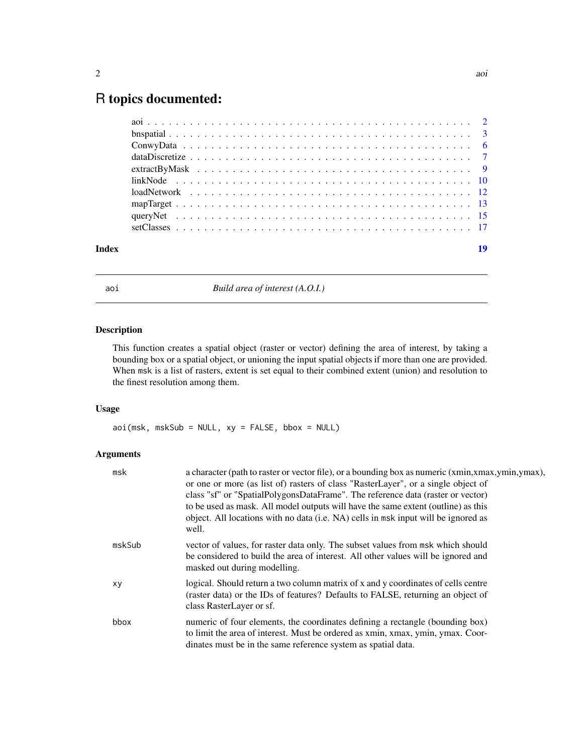# R topics documented:

| | |
|---|---|
| aoi | 2 |
| bnspatial | 3 |
| ConwyData | 6 |
| dataDiscretize | 7 |
| extractByMask | 9 |
| linkNode | 10 |
| loadNetwork | 12 |
| mapTarget | 13 |
| queryNet | 15 |
| setClasses | 17 |
| **Index** | **19** |

---

## aoi — *Build area of interest (A.O.I.)*

### Description

This function creates a spatial object (raster or vector) defining the area of interest, by taking a bounding box or a spatial object, or unioning the input spatial objects if more than one are provided. When `msk` is a list of rasters, extent is set equal to their combined extent (union) and resolution to the finest resolution among them.

### Usage

```
aoi(msk, mskSub = NULL, xy = FALSE, bbox = NULL)
```

### Arguments

| | |
|---|---|
| `msk` | a character (path to raster or vector file), or a bounding box as numeric (xmin,xmax,ymin,ymax), or one or more (as list of) rasters of class "RasterLayer", or a single object of class "sf" or "SpatialPolygonsDataFrame". The reference data (raster or vector) to be used as mask. All model outputs will have the same extent (outline) as this object. All locations with no data (i.e. NA) cells in `msk` input will be ignored as well. |
| `mskSub` | vector of values, for raster data only. The subset values from `msk` which should be considered to build the area of interest. All other values will be ignored and masked out during modelling. |
| `xy` | logical. Should return a two column matrix of x and y coordinates of cells centre (raster data) or the IDs of features? Defaults to FALSE, returning an object of class RasterLayer or sf. |
| `bbox` | numeric of four elements, the coordinates defining a rectangle (bounding box) to limit the area of interest. Must be ordered as xmin, xmax, ymin, ymax. Coordinates must be in the same reference system as spatial data. |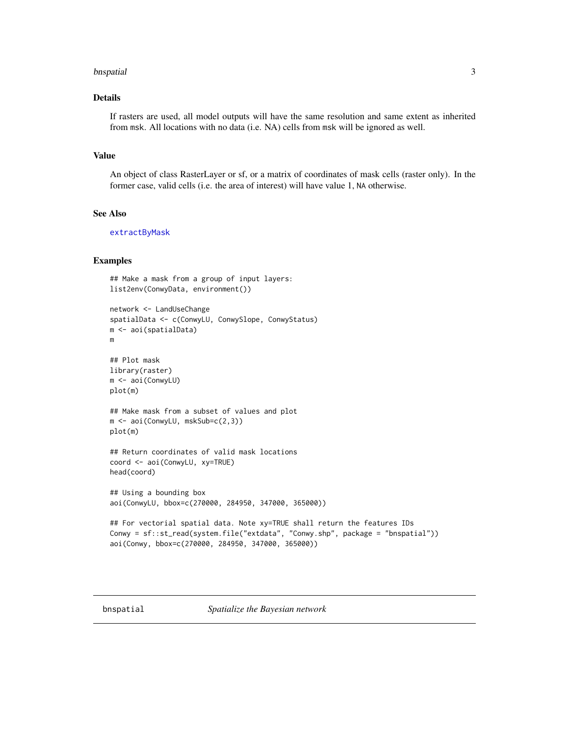### Details

If rasters are used, all model outputs will have the same resolution and same extent as inherited from `msk`. All locations with no data (i.e. NA) cells from `msk` will be ignored as well.

### Value

An object of class RasterLayer or sf, or a matrix of coordinates of mask cells (raster only). In the former case, valid cells (i.e. the area of interest) will have value 1, `NA` otherwise.

### See Also

extractByMask

### Examples

```
## Make a mask from a group of input layers:
list2env(ConwyData, environment())

network <- LandUseChange
spatialData <- c(ConwyLU, ConwySlope, ConwyStatus)
m <- aoi(spatialData)
m

## Plot mask
library(raster)
m <- aoi(ConwyLU)
plot(m)

## Make mask from a subset of values and plot
m <- aoi(ConwyLU, mskSub=c(2,3))
plot(m)

## Return coordinates of valid mask locations
coord <- aoi(ConwyLU, xy=TRUE)
head(coord)

## Using a bounding box
aoi(ConwyLU, bbox=c(270000, 284950, 347000, 365000))

## For vectorial spatial data. Note xy=TRUE shall return the features IDs
Conwy = sf::st_read(system.file("extdata", "Conwy.shp", package = "bnspatial"))
aoi(Conwy, bbox=c(270000, 284950, 347000, 365000))
```

---

## bnspatial &nbsp;&nbsp;&nbsp;&nbsp;&nbsp; *Spatialize the Bayesian network*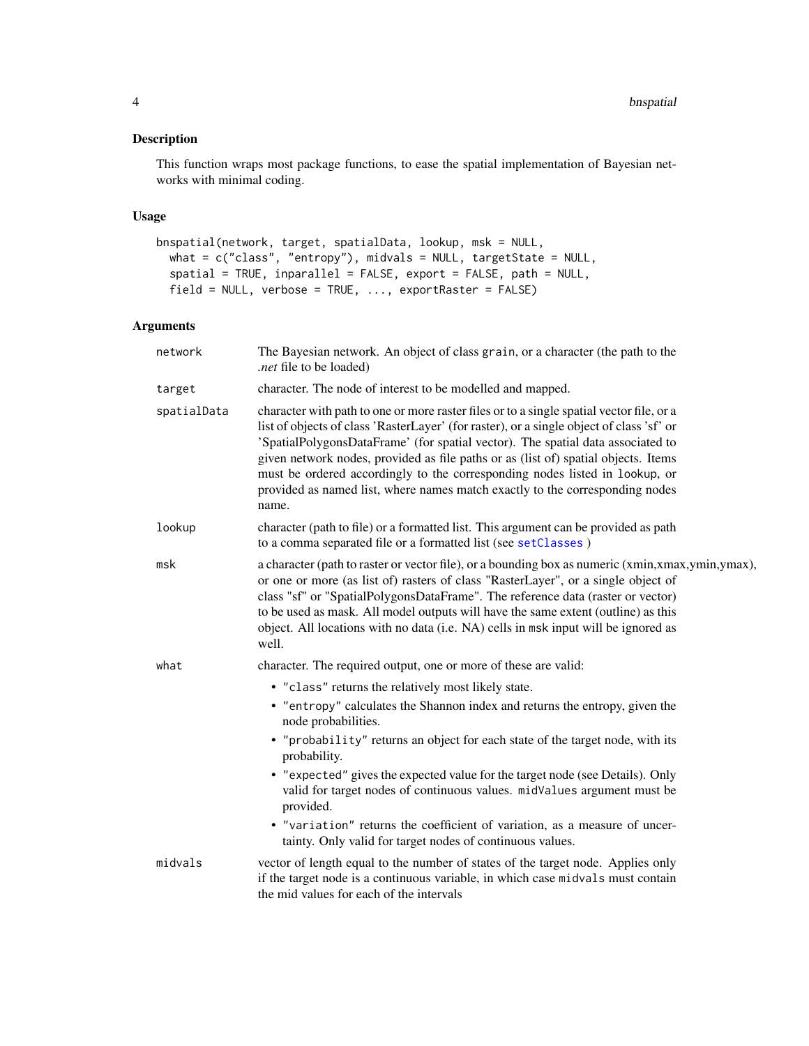## Description

This function wraps most package functions, to ease the spatial implementation of Bayesian networks with minimal coding.

## Usage

```
bnspatial(network, target, spatialData, lookup, msk = NULL,
  what = c("class", "entropy"), midvals = NULL, targetState = NULL,
  spatial = TRUE, inparallel = FALSE, export = FALSE, path = NULL,
  field = NULL, verbose = TRUE, ..., exportRaster = FALSE)
```

## Arguments

`network` The Bayesian network. An object of class `grain`, or a character (the path to the *.net* file to be loaded)

`target` character. The node of interest to be modelled and mapped.

`spatialData` character with path to one or more raster files or to a single spatial vector file, or a list of objects of class 'RasterLayer' (for raster), or a single object of class 'sf' or 'SpatialPolygonsDataFrame' (for spatial vector). The spatial data associated to given network nodes, provided as file paths or as (list of) spatial objects. Items must be ordered accordingly to the corresponding nodes listed in `lookup`, or provided as named list, where names match exactly to the corresponding nodes name.

`lookup` character (path to file) or a formatted list. This argument can be provided as path to a comma separated file or a formatted list (see `setClasses` )

`msk` a character (path to raster or vector file), or a bounding box as numeric (xmin,xmax,ymin,ymax), or one or more (as list of) rasters of class "RasterLayer", or a single object of class "sf" or "SpatialPolygonsDataFrame". The reference data (raster or vector) to be used as mask. All model outputs will have the same extent (outline) as this object. All locations with no data (i.e. NA) cells in `msk` input will be ignored as well.

`what` character. The required output, one or more of these are valid:

- `"class"` returns the relatively most likely state.
- `"entropy"` calculates the Shannon index and returns the entropy, given the node probabilities.
- `"probability"` returns an object for each state of the target node, with its probability.
- `"expected"` gives the expected value for the target node (see Details). Only valid for target nodes of continuous values. `midValues` argument must be provided.
- `"variation"` returns the coefficient of variation, as a measure of uncertainty. Only valid for target nodes of continuous values.

`midvals` vector of length equal to the number of states of the target node. Applies only if the target node is a continuous variable, in which case `midvals` must contain the mid values for each of the intervals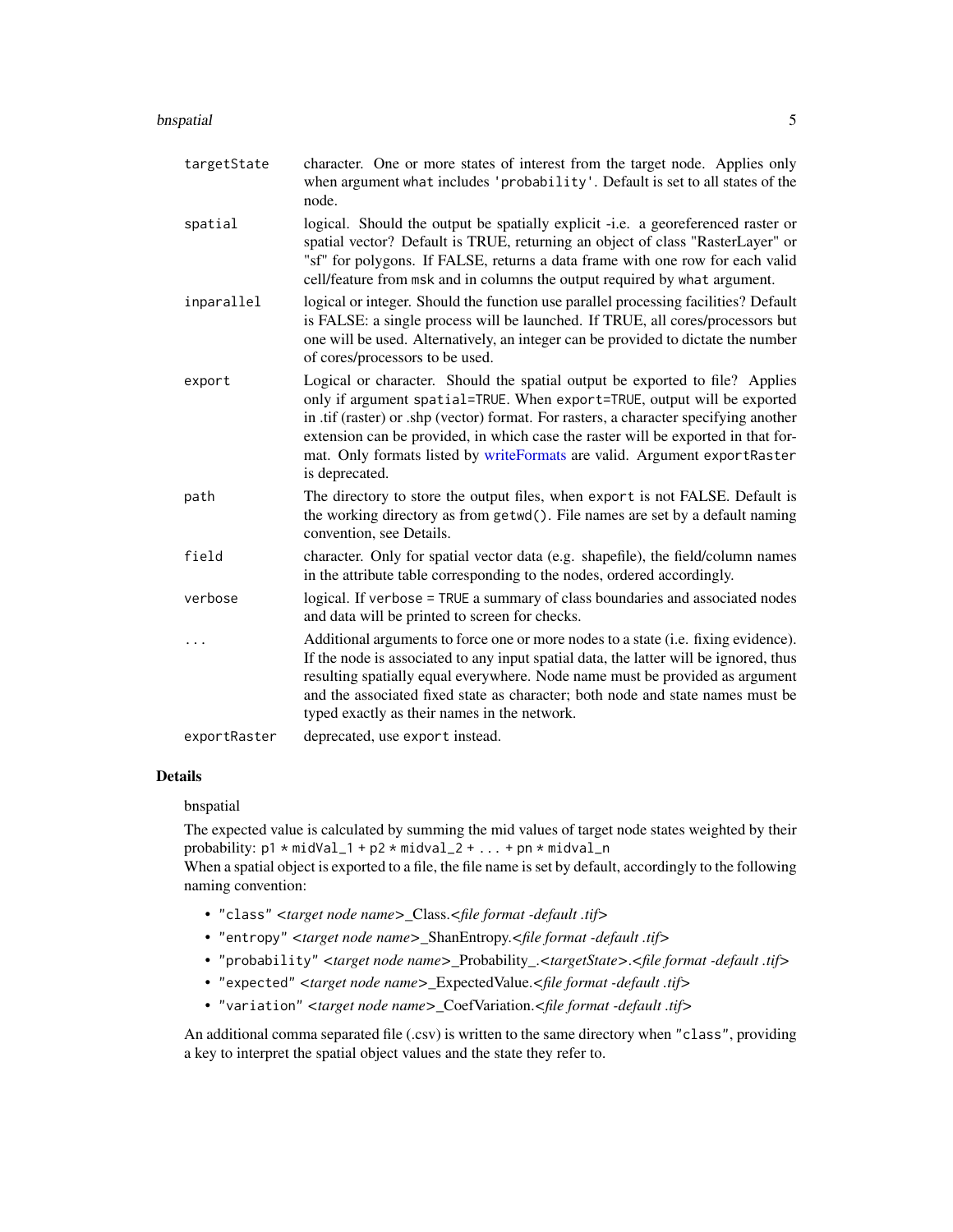| | |
|---|---|
| `targetState` | character. One or more states of interest from the target node. Applies only when argument what includes 'probability'. Default is set to all states of the node. |
| `spatial` | logical. Should the output be spatially explicit -i.e. a georeferenced raster or spatial vector? Default is TRUE, returning an object of class "RasterLayer" or "sf" for polygons. If FALSE, returns a data frame with one row for each valid cell/feature from msk and in columns the output required by what argument. |
| `inparallel` | logical or integer. Should the function use parallel processing facilities? Default is FALSE: a single process will be launched. If TRUE, all cores/processors but one will be used. Alternatively, an integer can be provided to dictate the number of cores/processors to be used. |
| `export` | Logical or character. Should the spatial output be exported to file? Applies only if argument spatial=TRUE. When export=TRUE, output will be exported in .tif (raster) or .shp (vector) format. For rasters, a character specifying another extension can be provided, in which case the raster will be exported in that format. Only formats listed by writeFormats are valid. Argument exportRaster is deprecated. |
| `path` | The directory to store the output files, when export is not FALSE. Default is the working directory as from getwd(). File names are set by a default naming convention, see Details. |
| `field` | character. Only for spatial vector data (e.g. shapefile), the field/column names in the attribute table corresponding to the nodes, ordered accordingly. |
| `verbose` | logical. If verbose = TRUE a summary of class boundaries and associated nodes and data will be printed to screen for checks. |
| `...` | Additional arguments to force one or more nodes to a state (i.e. fixing evidence). If the node is associated to any input spatial data, the latter will be ignored, thus resulting spatially equal everywhere. Node name must be provided as argument and the associated fixed state as character; both node and state names must be typed exactly as their names in the network. |
| `exportRaster` | deprecated, use export instead. |

## Details

bnspatial

The expected value is calculated by summing the mid values of target node states weighted by their probability: `p1 * midVal_1 + p2 * midval_2 + ... + pn * midval_n`

When a spatial object is exported to a file, the file name is set by default, accordingly to the following naming convention:

- "class" <*target node name*>_Class.<*file format -default .tif*>
- "entropy" <*target node name*>_ShanEntropy.<*file format -default .tif*>
- "probability" <*target node name*>_Probability_.<*targetState*>.<*file format -default .tif*>
- "expected" <*target node name*>_ExpectedValue.<*file format -default .tif*>
- "variation" <*target node name*>_CoefVariation.<*file format -default .tif*>

An additional comma separated file (.csv) is written to the same directory when "class", providing a key to interpret the spatial object values and the state they refer to.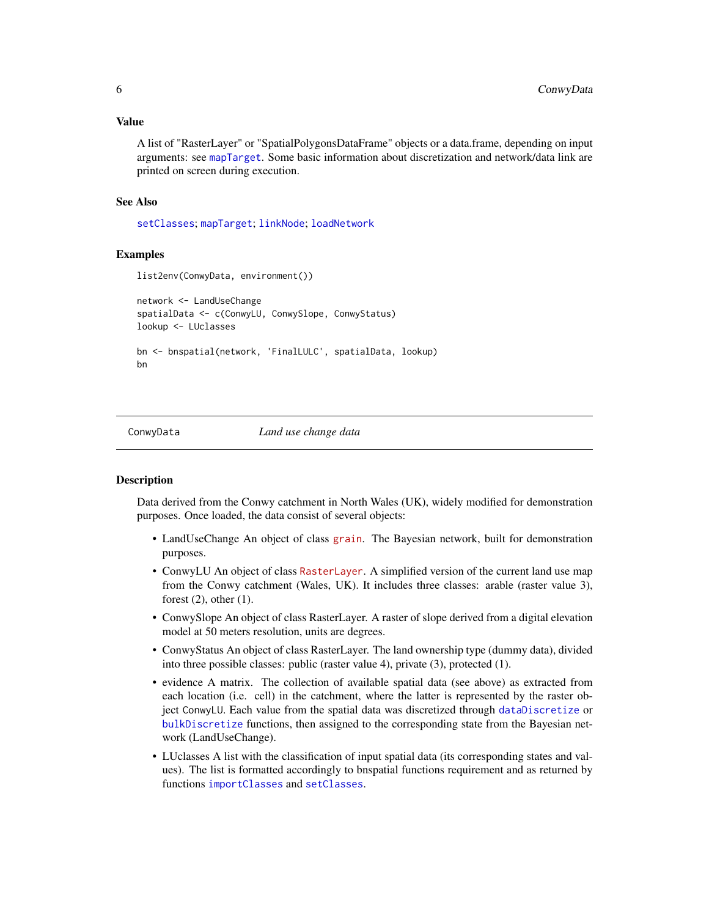### Value

A list of "RasterLayer" or "SpatialPolygonsDataFrame" objects or a data.frame, depending on input arguments: see mapTarget. Some basic information about discretization and network/data link are printed on screen during execution.

### See Also

setClasses; mapTarget; linkNode; loadNetwork

### Examples

```
list2env(ConwyData, environment())

network <- LandUseChange
spatialData <- c(ConwyLU, ConwySlope, ConwyStatus)
lookup <- LUclasses

bn <- bnspatial(network, 'FinalLULC', spatialData, lookup)
bn
```

---

## ConwyData *Land use change data*

### Description

Data derived from the Conwy catchment in North Wales (UK), widely modified for demonstration purposes. Once loaded, the data consist of several objects:

- LandUseChange An object of class grain. The Bayesian network, built for demonstration purposes.
- ConwyLU An object of class RasterLayer. A simplified version of the current land use map from the Conwy catchment (Wales, UK). It includes three classes: arable (raster value 3), forest (2), other (1).
- ConwySlope An object of class RasterLayer. A raster of slope derived from a digital elevation model at 50 meters resolution, units are degrees.
- ConwyStatus An object of class RasterLayer. The land ownership type (dummy data), divided into three possible classes: public (raster value 4), private (3), protected (1).
- evidence A matrix. The collection of available spatial data (see above) as extracted from each location (i.e. cell) in the catchment, where the latter is represented by the raster object ConwyLU. Each value from the spatial data was discretized through dataDiscretize or bulkDiscretize functions, then assigned to the corresponding state from the Bayesian network (LandUseChange).
- LUclasses A list with the classification of input spatial data (its corresponding states and values). The list is formatted accordingly to bnspatial functions requirement and as returned by functions importClasses and setClasses.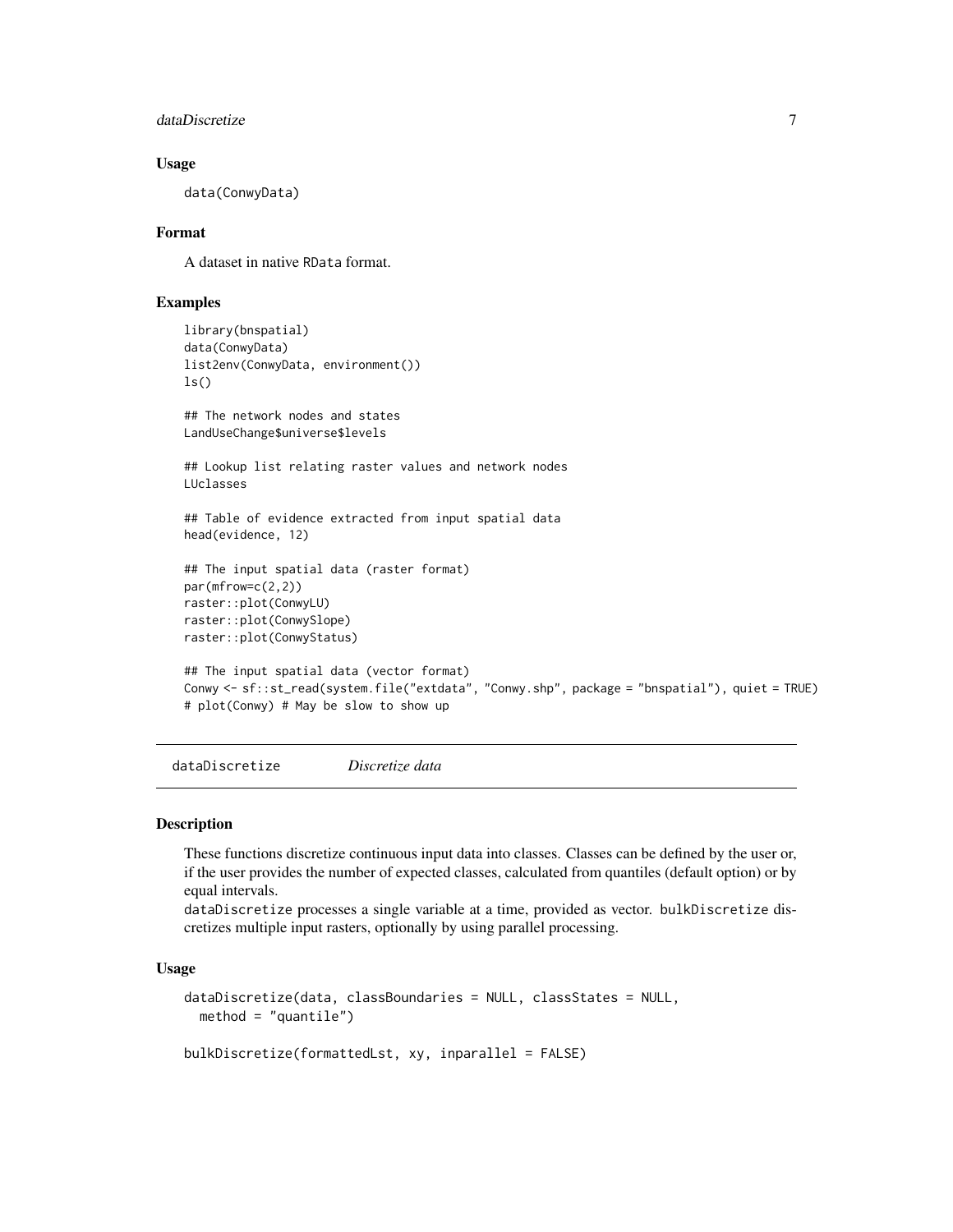### Usage

```
data(ConwyData)
```

### Format

A dataset in native RData format.

### Examples

```
library(bnspatial)
data(ConwyData)
list2env(ConwyData, environment())
ls()

## The network nodes and states
LandUseChange$universe$levels

## Lookup list relating raster values and network nodes
LUclasses

## Table of evidence extracted from input spatial data
head(evidence, 12)

## The input spatial data (raster format)
par(mfrow=c(2,2))
raster::plot(ConwyLU)
raster::plot(ConwySlope)
raster::plot(ConwyStatus)

## The input spatial data (vector format)
Conwy <- sf::st_read(system.file("extdata", "Conwy.shp", package = "bnspatial"), quiet = TRUE)
# plot(Conwy) # May be slow to show up
```

---

## dataDiscretize    *Discretize data*

### Description

These functions discretize continuous input data into classes. Classes can be defined by the user or, if the user provides the number of expected classes, calculated from quantiles (default option) or by equal intervals.
dataDiscretize processes a single variable at a time, provided as vector. bulkDiscretize discretizes multiple input rasters, optionally by using parallel processing.

### Usage

```
dataDiscretize(data, classBoundaries = NULL, classStates = NULL,
  method = "quantile")

bulkDiscretize(formattedLst, xy, inparallel = FALSE)
```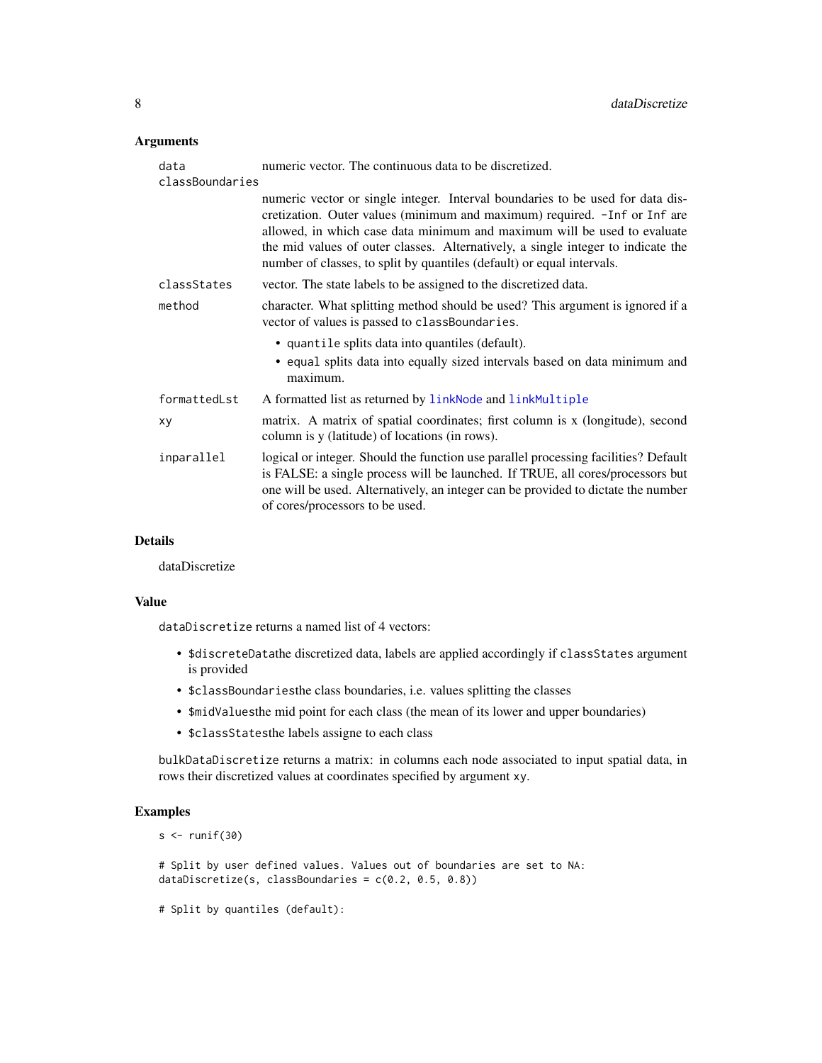### Arguments

| | |
|---|---|
| data | numeric vector. The continuous data to be discretized. |
| classBoundaries | numeric vector or single integer. Interval boundaries to be used for data discretization. Outer values (minimum and maximum) required. `-Inf` or `Inf` are allowed, in which case data minimum and maximum will be used to evaluate the mid values of outer classes. Alternatively, a single integer to indicate the number of classes, to split by quantiles (default) or equal intervals. |
| classStates | vector. The state labels to be assigned to the discretized data. |
| method | character. What splitting method should be used? This argument is ignored if a vector of values is passed to `classBoundaries`.<br>• `quantile` splits data into quantiles (default).<br>• `equal` splits data into equally sized intervals based on data minimum and maximum. |
| formattedLst | A formatted list as returned by `linkNode` and `linkMultiple` |
| xy | matrix. A matrix of spatial coordinates; first column is x (longitude), second column is y (latitude) of locations (in rows). |
| inparallel | logical or integer. Should the function use parallel processing facilities? Default is FALSE: a single process will be launched. If TRUE, all cores/processors but one will be used. Alternatively, an integer can be provided to dictate the number of cores/processors to be used. |

### Details

dataDiscretize

### Value

`dataDiscretize` returns a named list of 4 vectors:

- `$discreteData`the discretized data, labels are applied accordingly if `classStates` argument is provided
- `$classBoundaries`the class boundaries, i.e. values splitting the classes
- `$midValues`the mid point for each class (the mean of its lower and upper boundaries)
- `$classStates`the labels assigne to each class

`bulkDataDiscretize` returns a matrix: in columns each node associated to input spatial data, in rows their discretized values at coordinates specified by argument `xy`.

### Examples

```
s <- runif(30)

# Split by user defined values. Values out of boundaries are set to NA:
dataDiscretize(s, classBoundaries = c(0.2, 0.5, 0.8))

# Split by quantiles (default):
```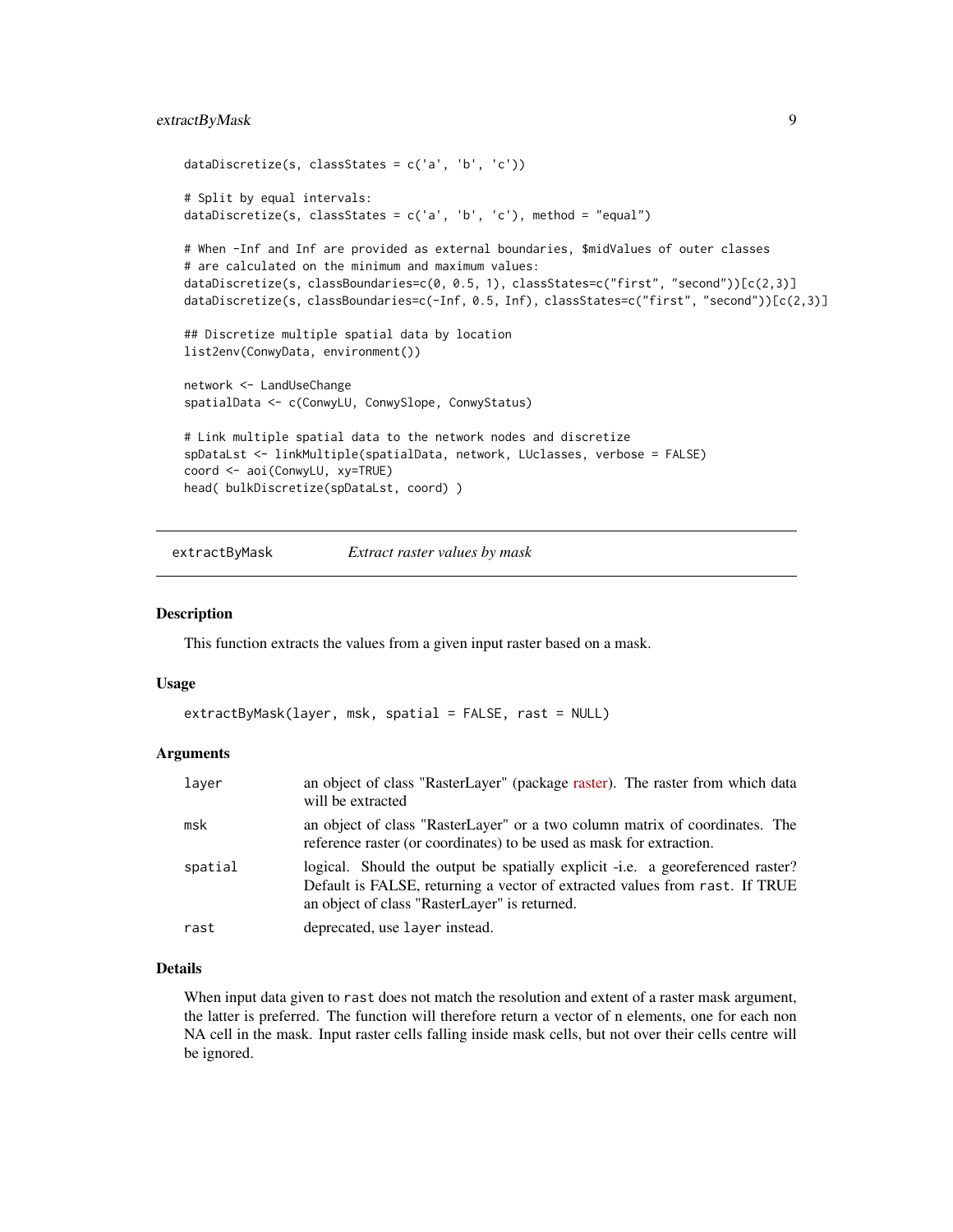```
dataDiscretize(s, classStates = c('a', 'b', 'c'))

# Split by equal intervals:
dataDiscretize(s, classStates = c('a', 'b', 'c'), method = "equal")

# When -Inf and Inf are provided as external boundaries, $midValues of outer classes
# are calculated on the minimum and maximum values:
dataDiscretize(s, classBoundaries=c(0, 0.5, 1), classStates=c("first", "second"))[c(2,3)]
dataDiscretize(s, classBoundaries=c(-Inf, 0.5, Inf), classStates=c("first", "second"))[c(2,3)]

## Discretize multiple spatial data by location
list2env(ConwyData, environment())

network <- LandUseChange
spatialData <- c(ConwyLU, ConwySlope, ConwyStatus)

# Link multiple spatial data to the network nodes and discretize
spDataLst <- linkMultiple(spatialData, network, LUclasses, verbose = FALSE)
coord <- aoi(ConwyLU, xy=TRUE)
head( bulkDiscretize(spDataLst, coord) )
```

---

## extractByMask *Extract raster values by mask*

### Description

This function extracts the values from a given input raster based on a mask.

### Usage

```
extractByMask(layer, msk, spatial = FALSE, rast = NULL)
```

### Arguments

| | |
|---|---|
| `layer` | an object of class "RasterLayer" (package raster). The raster from which data will be extracted |
| `msk` | an object of class "RasterLayer" or a two column matrix of coordinates. The reference raster (or coordinates) to be used as mask for extraction. |
| `spatial` | logical. Should the output be spatially explicit -i.e. a georeferenced raster? Default is FALSE, returning a vector of extracted values from `rast`. If TRUE an object of class "RasterLayer" is returned. |
| `rast` | deprecated, use `layer` instead. |

### Details

When input data given to `rast` does not match the resolution and extent of a raster mask argument, the latter is preferred. The function will therefore return a vector of n elements, one for each non NA cell in the mask. Input raster cells falling inside mask cells, but not over their cells centre will be ignored.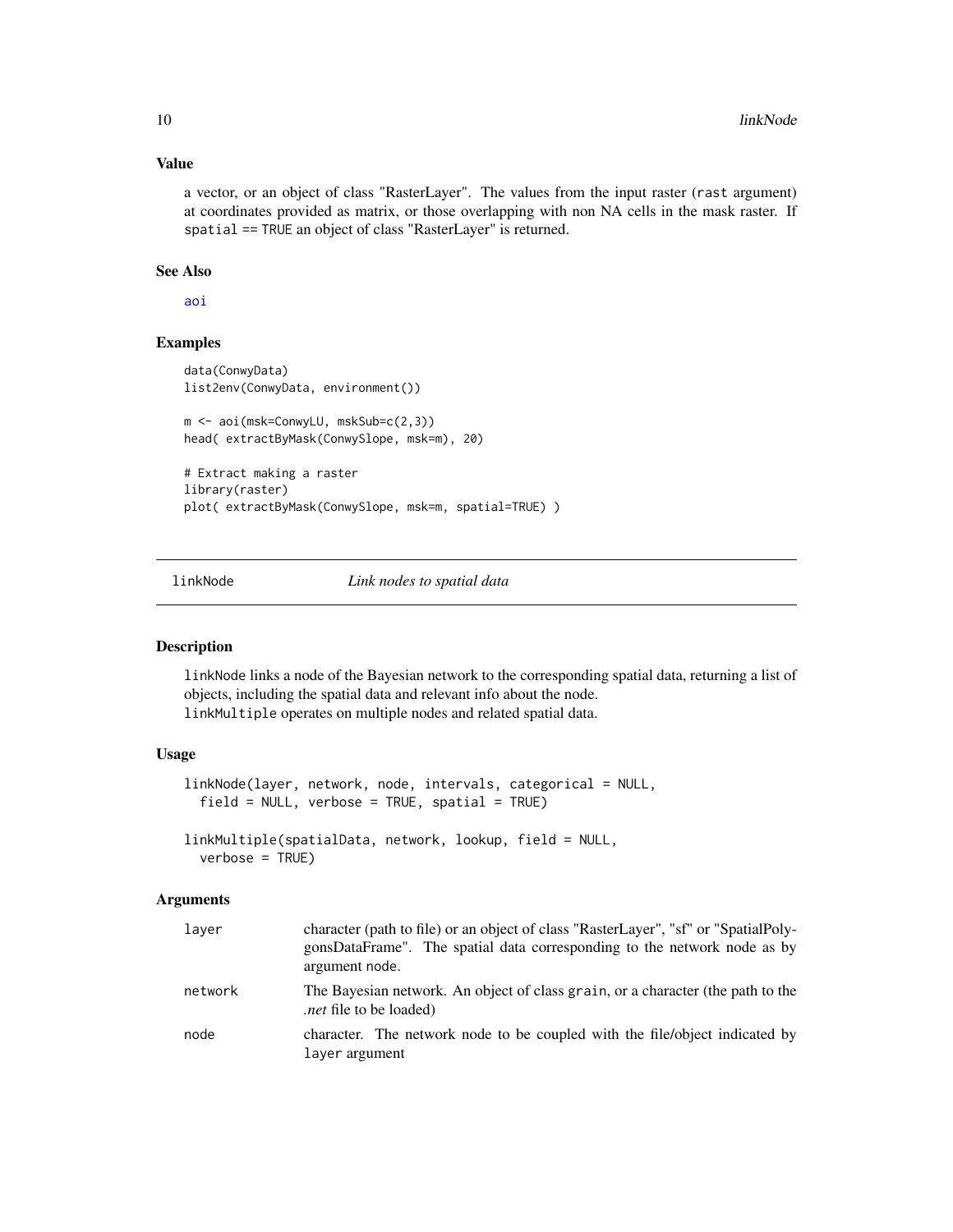### Value

a vector, or an object of class "RasterLayer". The values from the input raster (`rast` argument) at coordinates provided as matrix, or those overlapping with non NA cells in the mask raster. If `spatial == TRUE` an object of class "RasterLayer" is returned.

### See Also

aoi

### Examples

```
data(ConwyData)
list2env(ConwyData, environment())

m <- aoi(msk=ConwyLU, mskSub=c(2,3))
head( extractByMask(ConwySlope, msk=m), 20)

# Extract making a raster
library(raster)
plot( extractByMask(ConwySlope, msk=m, spatial=TRUE) )
```

---

## linkNode    *Link nodes to spatial data*

---

### Description

`linkNode` links a node of the Bayesian network to the corresponding spatial data, returning a list of objects, including the spatial data and relevant info about the node.
`linkMultiple` operates on multiple nodes and related spatial data.

### Usage

```
linkNode(layer, network, node, intervals, categorical = NULL,
  field = NULL, verbose = TRUE, spatial = TRUE)

linkMultiple(spatialData, network, lookup, field = NULL,
  verbose = TRUE)
```

### Arguments

| | |
|---|---|
| `layer` | character (path to file) or an object of class "RasterLayer", "sf" or "SpatialPolygonsDataFrame". The spatial data corresponding to the network node as by argument `node`. |
| `network` | The Bayesian network. An object of class `grain`, or a character (the path to the *.net* file to be loaded) |
| `node` | character. The network node to be coupled with the file/object indicated by `layer` argument |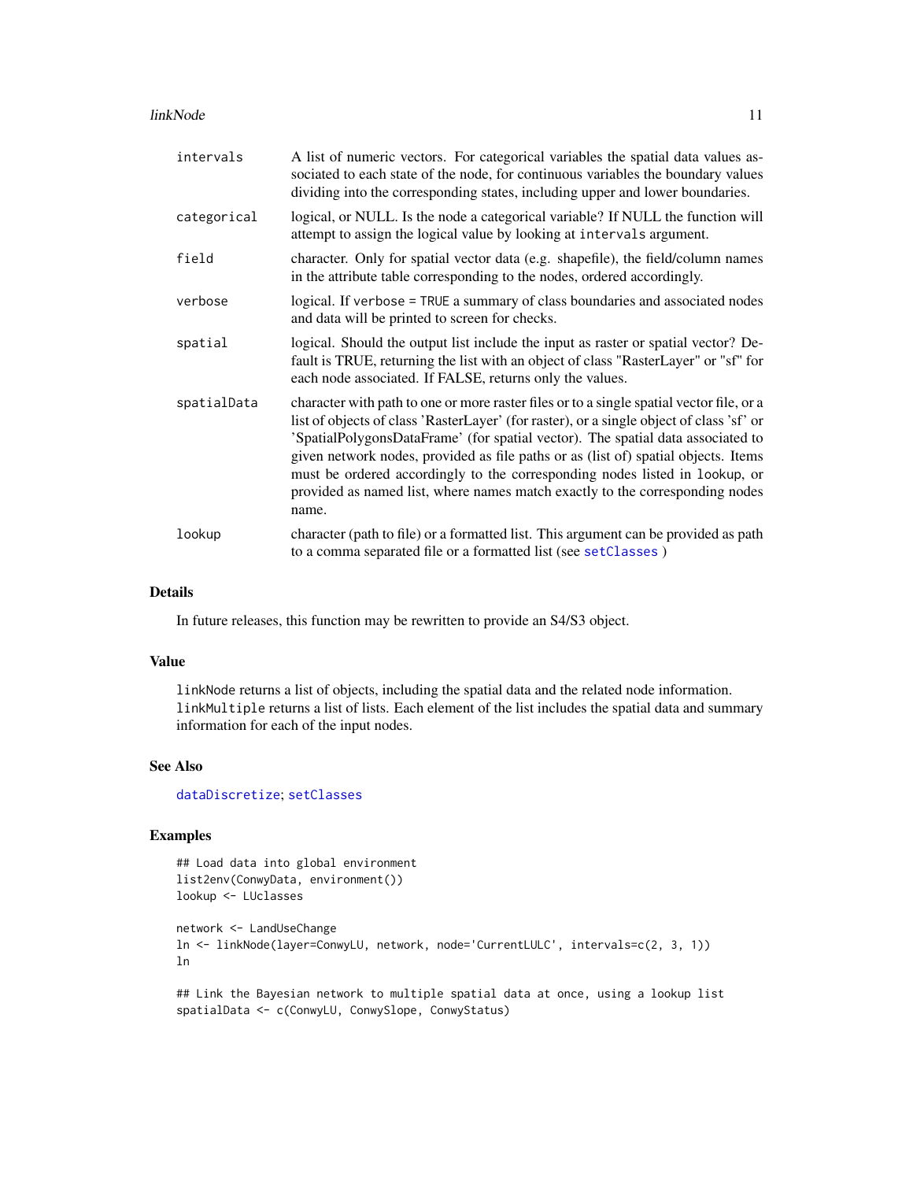| | |
|---|---|
| `intervals` | A list of numeric vectors. For categorical variables the spatial data values associated to each state of the node, for continuous variables the boundary values dividing into the corresponding states, including upper and lower boundaries. |
| `categorical` | logical, or NULL. Is the node a categorical variable? If NULL the function will attempt to assign the logical value by looking at `intervals` argument. |
| `field` | character. Only for spatial vector data (e.g. shapefile), the field/column names in the attribute table corresponding to the nodes, ordered accordingly. |
| `verbose` | logical. If `verbose = TRUE` a summary of class boundaries and associated nodes and data will be printed to screen for checks. |
| `spatial` | logical. Should the output list include the input as raster or spatial vector? Default is TRUE, returning the list with an object of class "RasterLayer" or "sf" for each node associated. If FALSE, returns only the values. |
| `spatialData` | character with path to one or more raster files or to a single spatial vector file, or a list of objects of class 'RasterLayer' (for raster), or a single object of class 'sf' or 'SpatialPolygonsDataFrame' (for spatial vector). The spatial data associated to given network nodes, provided as file paths or as (list of) spatial objects. Items must be ordered accordingly to the corresponding nodes listed in `lookup`, or provided as named list, where names match exactly to the corresponding nodes name. |
| `lookup` | character (path to file) or a formatted list. This argument can be provided as path to a comma separated file or a formatted list (see `setClasses` ) |

## Details

In future releases, this function may be rewritten to provide an S4/S3 object.

## Value

`linkNode` returns a list of objects, including the spatial data and the related node information. `linkMultiple` returns a list of lists. Each element of the list includes the spatial data and summary information for each of the input nodes.

## See Also

`dataDiscretize`; `setClasses`

## Examples

```
## Load data into global environment
list2env(ConwyData, environment())
lookup <- LUclasses

network <- LandUseChange
ln <- linkNode(layer=ConwyLU, network, node='CurrentLULC', intervals=c(2, 3, 1))
ln

## Link the Bayesian network to multiple spatial data at once, using a lookup list
spatialData <- c(ConwyLU, ConwySlope, ConwyStatus)
```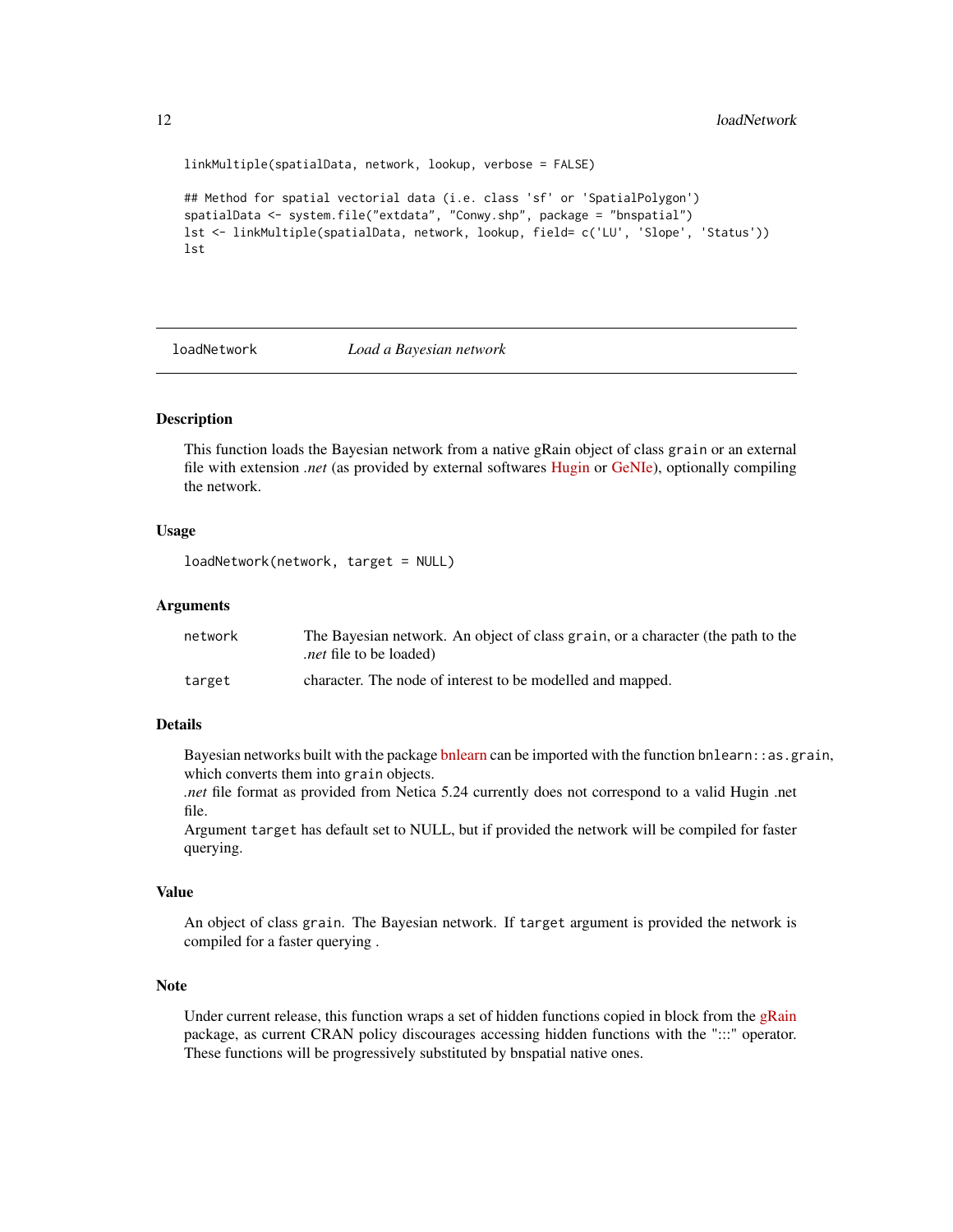```
linkMultiple(spatialData, network, lookup, verbose = FALSE)

## Method for spatial vectorial data (i.e. class 'sf' or 'SpatialPolygon')
spatialData <- system.file("extdata", "Conwy.shp", package = "bnspatial")
lst <- linkMultiple(spatialData, network, lookup, field= c('LU', 'Slope', 'Status'))
lst
```

## loadNetwork — *Load a Bayesian network*

### Description

This function loads the Bayesian network from a native gRain object of class `grain` or an external file with extension *.net* (as provided by external softwares Hugin or GeNIe), optionally compiling the network.

### Usage

```
loadNetwork(network, target = NULL)
```

### Arguments

| | |
|---|---|
| `network` | The Bayesian network. An object of class `grain`, or a character (the path to the *.net* file to be loaded) |
| `target` | character. The node of interest to be modelled and mapped. |

### Details

Bayesian networks built with the package bnlearn can be imported with the function `bnlearn::as.grain`, which converts them into `grain` objects.
*.net* file format as provided from Netica 5.24 currently does not correspond to a valid Hugin .net file.
Argument `target` has default set to NULL, but if provided the network will be compiled for faster querying.

### Value

An object of class `grain`. The Bayesian network. If `target` argument is provided the network is compiled for a faster querying .

### Note

Under current release, this function wraps a set of hidden functions copied in block from the gRain package, as current CRAN policy discourages accessing hidden functions with the ":::" operator. These functions will be progressively substituted by bnspatial native ones.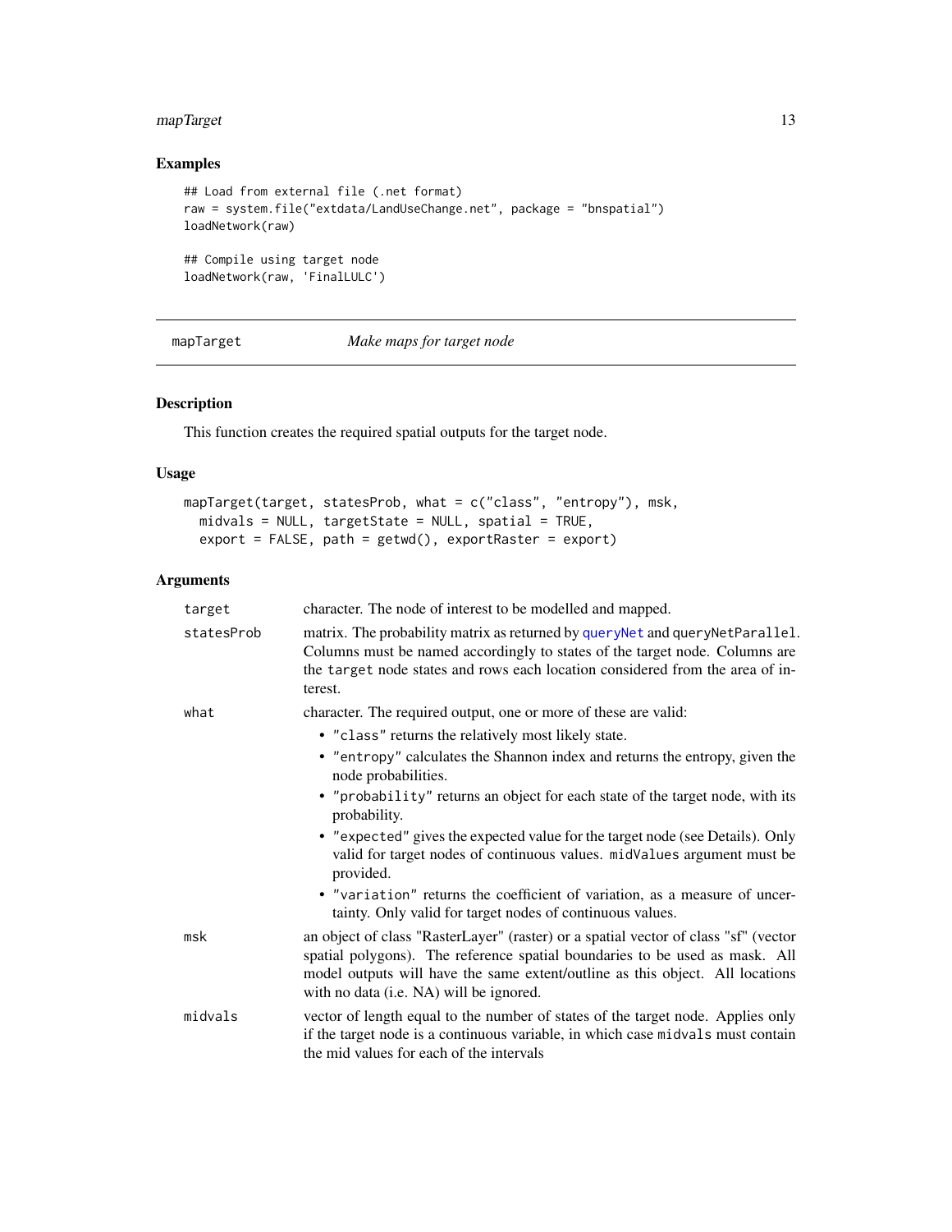## Examples

```
## Load from external file (.net format)
raw = system.file("extdata/LandUseChange.net", package = "bnspatial")
loadNetwork(raw)

## Compile using target node
loadNetwork(raw, 'FinalLULC')
```

---

## mapTarget *Make maps for target node*

### Description

This function creates the required spatial outputs for the target node.

### Usage

```
mapTarget(target, statesProb, what = c("class", "entropy"), msk,
  midvals = NULL, targetState = NULL, spatial = TRUE,
  export = FALSE, path = getwd(), exportRaster = export)
```

### Arguments

| | |
|---|---|
| `target` | character. The node of interest to be modelled and mapped. |
| `statesProb` | matrix. The probability matrix as returned by `queryNet` and `queryNetParallel`. Columns must be named accordingly to states of the target node. Columns are the `target` node states and rows each location considered from the area of interest. |
| `what` | character. The required output, one or more of these are valid:<br>• `"class"` returns the relatively most likely state.<br>• `"entropy"` calculates the Shannon index and returns the entropy, given the node probabilities.<br>• `"probability"` returns an object for each state of the target node, with its probability.<br>• `"expected"` gives the expected value for the target node (see Details). Only valid for target nodes of continuous values. `midValues` argument must be provided.<br>• `"variation"` returns the coefficient of variation, as a measure of uncertainty. Only valid for target nodes of continuous values. |
| `msk` | an object of class "RasterLayer" (raster) or a spatial vector of class "sf" (vector spatial polygons). The reference spatial boundaries to be used as mask. All model outputs will have the same extent/outline as this object. All locations with no data (i.e. NA) will be ignored. |
| `midvals` | vector of length equal to the number of states of the target node. Applies only if the target node is a continuous variable, in which case `midvals` must contain the mid values for each of the intervals |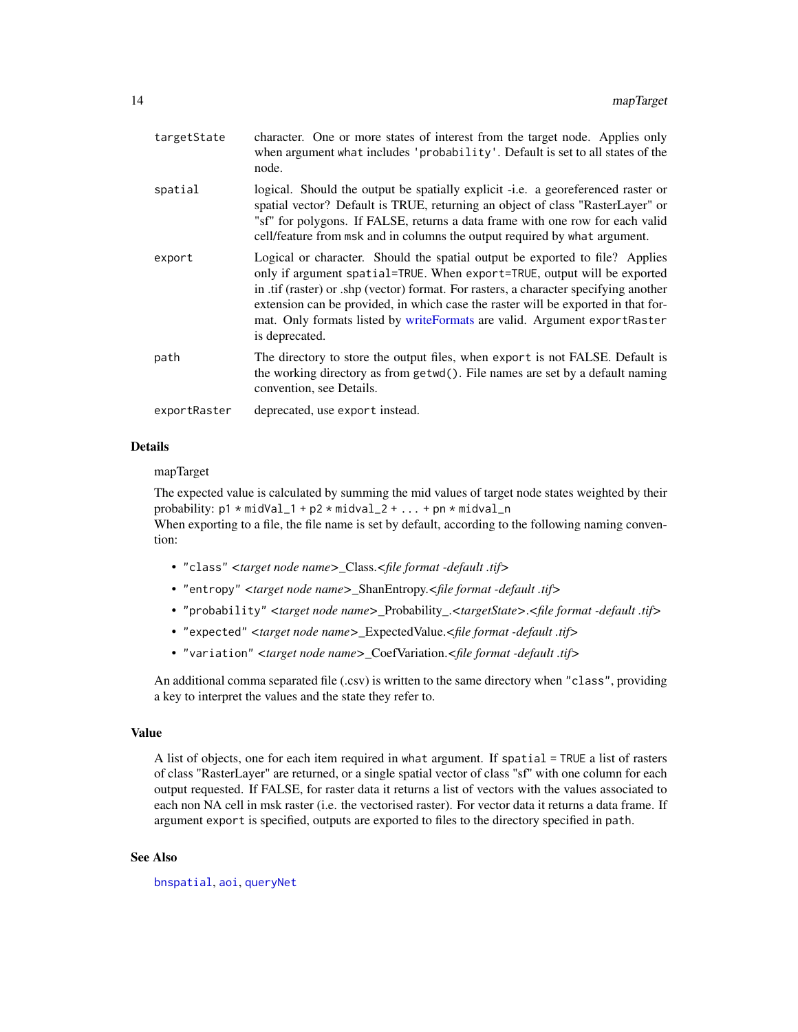| | |
|---|---|
| `targetState` | character. One or more states of interest from the target node. Applies only when argument `what` includes `'probability'`. Default is set to all states of the node. |
| `spatial` | logical. Should the output be spatially explicit -i.e. a georeferenced raster or spatial vector? Default is TRUE, returning an object of class "RasterLayer" or "sf" for polygons. If FALSE, returns a data frame with one row for each valid cell/feature from `msk` and in columns the output required by `what` argument. |
| `export` | Logical or character. Should the spatial output be exported to file? Applies only if argument `spatial=TRUE`. When `export=TRUE`, output will be exported in .tif (raster) or .shp (vector) format. For rasters, a character specifying another extension can be provided, in which case the raster will be exported in that format. Only formats listed by writeFormats are valid. Argument `exportRaster` is deprecated. |
| `path` | The directory to store the output files, when `export` is not FALSE. Default is the working directory as from `getwd()`. File names are set by a default naming convention, see Details. |
| `exportRaster` | deprecated, use `export` instead. |

### Details

mapTarget

The expected value is calculated by summing the mid values of target node states weighted by their probability: `p1 * midVal_1 + p2 * midval_2 + ... + pn * midval_n`

When exporting to a file, the file name is set by default, according to the following naming convention:

- `"class"` *<target node name>*_Class.*<file format -default .tif>*
- `"entropy"` *<target node name>*_ShanEntropy.*<file format -default .tif>*
- `"probability"` *<target node name>*_Probability_.*<targetState>*.*<file format -default .tif>*
- `"expected"` *<target node name>*_ExpectedValue.*<file format -default .tif>*
- `"variation"` *<target node name>*_CoefVariation.*<file format -default .tif>*

An additional comma separated file (.csv) is written to the same directory when `"class"`, providing a key to interpret the values and the state they refer to.

### Value

A list of objects, one for each item required in `what` argument. If `spatial = TRUE` a list of rasters of class "RasterLayer" are returned, or a single spatial vector of class "sf" with one column for each output requested. If FALSE, for raster data it returns a list of vectors with the values associated to each non NA cell in msk raster (i.e. the vectorised raster). For vector data it returns a data frame. If argument `export` is specified, outputs are exported to files to the directory specified in `path`.

### See Also

`bnspatial`, `aoi`, `queryNet`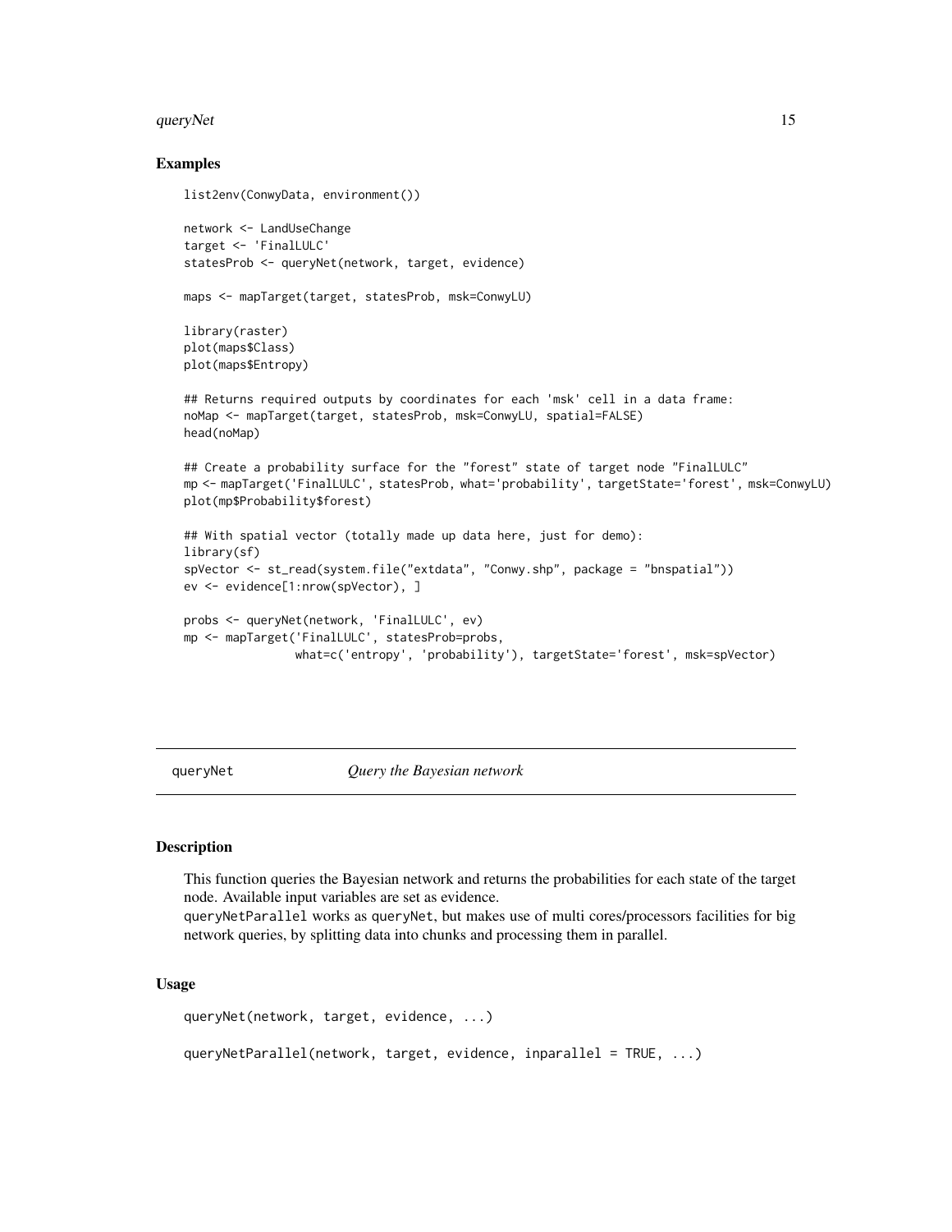## Examples

```
list2env(ConwyData, environment())

network <- LandUseChange
target <- 'FinalLULC'
statesProb <- queryNet(network, target, evidence)

maps <- mapTarget(target, statesProb, msk=ConwyLU)

library(raster)
plot(maps$Class)
plot(maps$Entropy)

## Returns required outputs by coordinates for each 'msk' cell in a data frame:
noMap <- mapTarget(target, statesProb, msk=ConwyLU, spatial=FALSE)
head(noMap)

## Create a probability surface for the "forest" state of target node "FinalLULC"
mp <- mapTarget('FinalLULC', statesProb, what='probability', targetState='forest', msk=ConwyLU)
plot(mp$Probability$forest)

## With spatial vector (totally made up data here, just for demo):
library(sf)
spVector <- st_read(system.file("extdata", "Conwy.shp", package = "bnspatial"))
ev <- evidence[1:nrow(spVector), ]

probs <- queryNet(network, 'FinalLULC', ev)
mp <- mapTarget('FinalLULC', statesProb=probs,
                what=c('entropy', 'probability'), targetState='forest', msk=spVector)
```

---

# queryNet *Query the Bayesian network*

## Description

This function queries the Bayesian network and returns the probabilities for each state of the target node. Available input variables are set as evidence.
queryNetParallel works as queryNet, but makes use of multi cores/processors facilities for big network queries, by splitting data into chunks and processing them in parallel.

## Usage

```
queryNet(network, target, evidence, ...)

queryNetParallel(network, target, evidence, inparallel = TRUE, ...)
```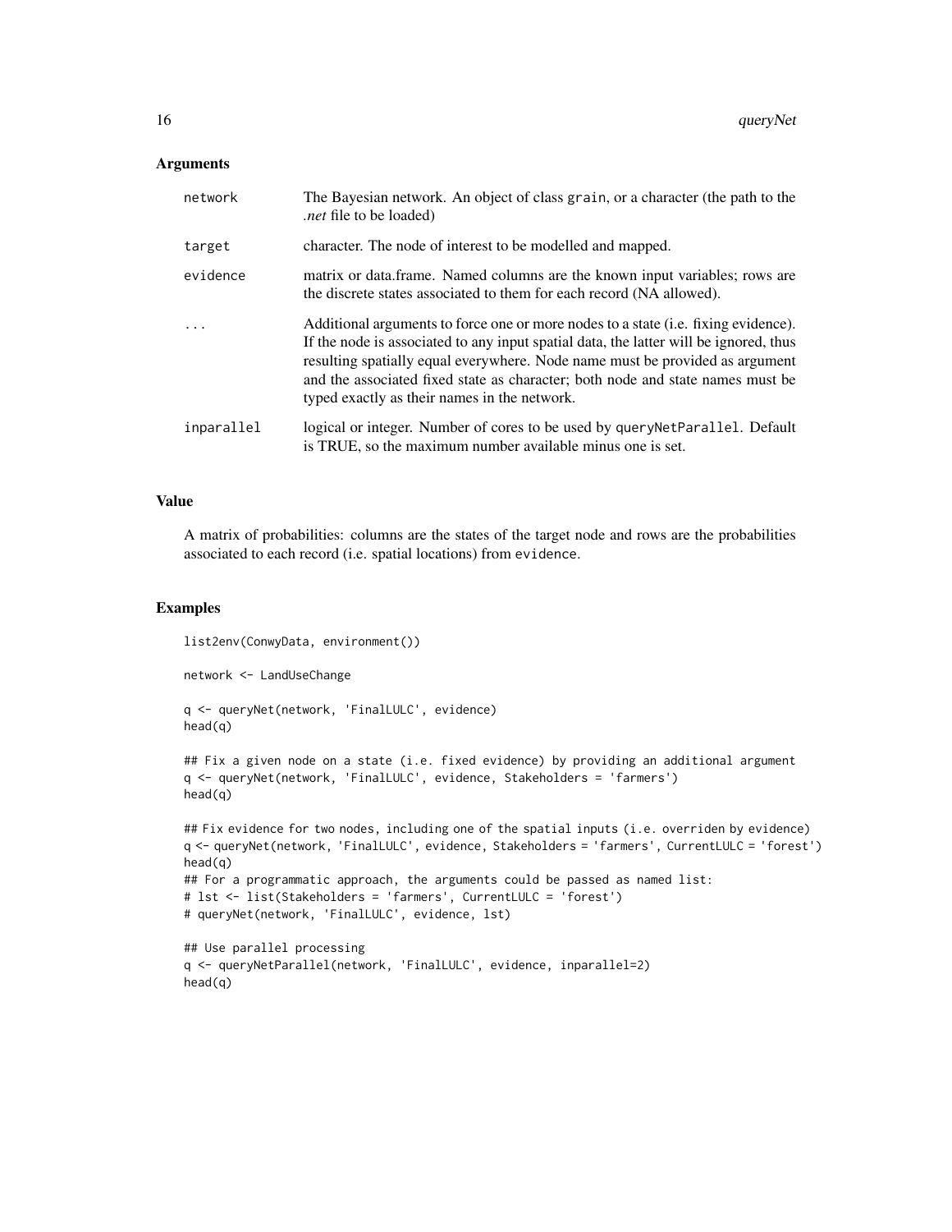### Arguments

| | |
|---|---|
| `network` | The Bayesian network. An object of class `grain`, or a character (the path to the *.net* file to be loaded) |
| `target` | character. The node of interest to be modelled and mapped. |
| `evidence` | matrix or data.frame. Named columns are the known input variables; rows are the discrete states associated to them for each record (NA allowed). |
| `...` | Additional arguments to force one or more nodes to a state (i.e. fixing evidence). If the node is associated to any input spatial data, the latter will be ignored, thus resulting spatially equal everywhere. Node name must be provided as argument and the associated fixed state as character; both node and state names must be typed exactly as their names in the network. |
| `inparallel` | logical or integer. Number of cores to be used by `queryNetParallel`. Default is TRUE, so the maximum number available minus one is set. |

### Value

A matrix of probabilities: columns are the states of the target node and rows are the probabilities associated to each record (i.e. spatial locations) from `evidence`.

### Examples

```
list2env(ConwyData, environment())

network <- LandUseChange

q <- queryNet(network, 'FinalLULC', evidence)
head(q)

## Fix a given node on a state (i.e. fixed evidence) by providing an additional argument
q <- queryNet(network, 'FinalLULC', evidence, Stakeholders = 'farmers')
head(q)

## Fix evidence for two nodes, including one of the spatial inputs (i.e. overriden by evidence)
q <- queryNet(network, 'FinalLULC', evidence, Stakeholders = 'farmers', CurrentLULC = 'forest')
head(q)
## For a programmatic approach, the arguments could be passed as named list:
# lst <- list(Stakeholders = 'farmers', CurrentLULC = 'forest')
# queryNet(network, 'FinalLULC', evidence, lst)

## Use parallel processing
q <- queryNetParallel(network, 'FinalLULC', evidence, inparallel=2)
head(q)
```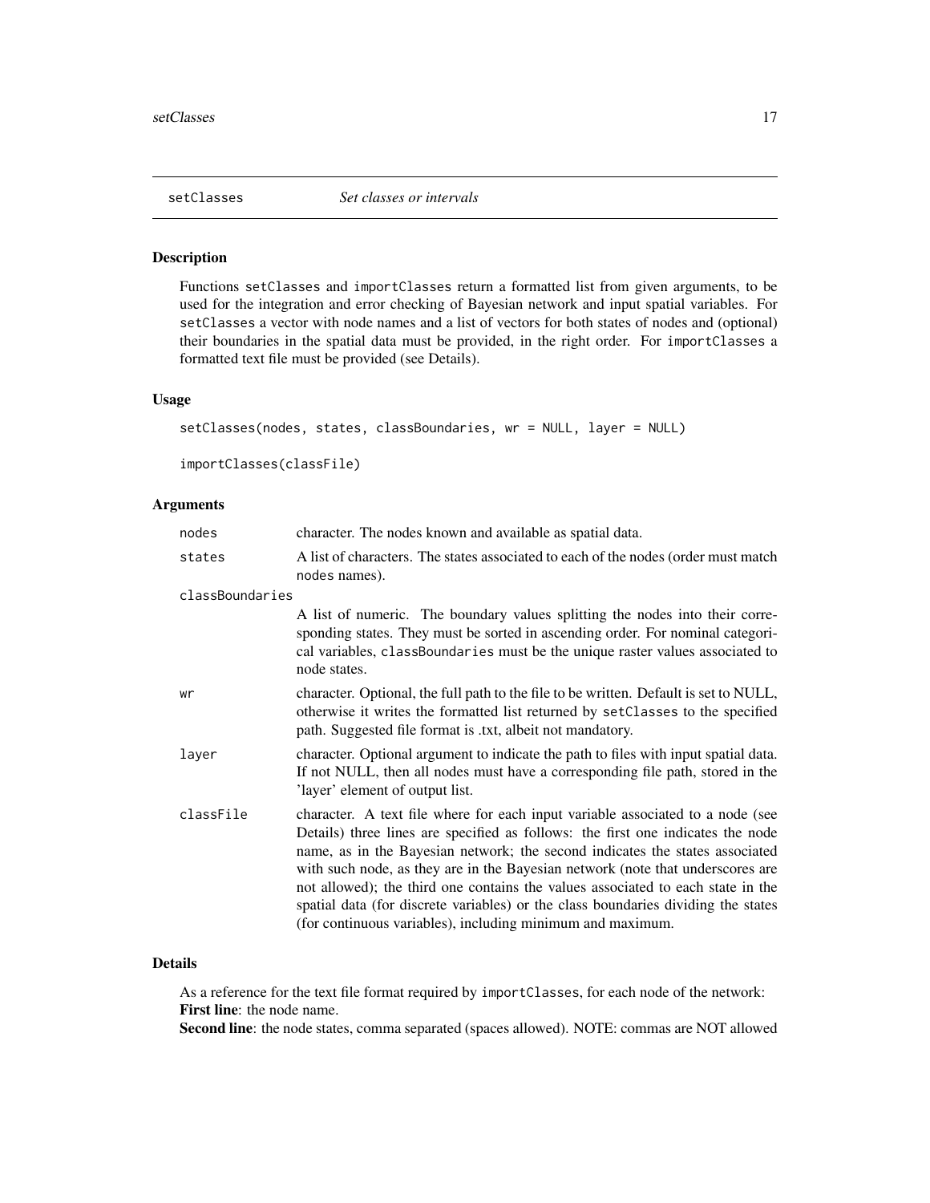## setClasses *Set classes or intervals*

### Description

Functions `setClasses` and `importClasses` return a formatted list from given arguments, to be used for the integration and error checking of Bayesian network and input spatial variables. For `setClasses` a vector with node names and a list of vectors for both states of nodes and (optional) their boundaries in the spatial data must be provided, in the right order. For `importClasses` a formatted text file must be provided (see Details).

### Usage

```
setClasses(nodes, states, classBoundaries, wr = NULL, layer = NULL)

importClasses(classFile)
```

### Arguments

| | |
|---|---|
| `nodes` | character. The nodes known and available as spatial data. |
| `states` | A list of characters. The states associated to each of the nodes (order must match `nodes` names). |
| `classBoundaries` | A list of numeric. The boundary values splitting the nodes into their corresponding states. They must be sorted in ascending order. For nominal categorical variables, `classBoundaries` must be the unique raster values associated to node states. |
| `wr` | character. Optional, the full path to the file to be written. Default is set to NULL, otherwise it writes the formatted list returned by `setClasses` to the specified path. Suggested file format is .txt, albeit not mandatory. |
| `layer` | character. Optional argument to indicate the path to files with input spatial data. If not NULL, then all nodes must have a corresponding file path, stored in the 'layer' element of output list. |
| `classFile` | character. A text file where for each input variable associated to a node (see Details) three lines are specified as follows: the first one indicates the node name, as in the Bayesian network; the second indicates the states associated with such node, as they are in the Bayesian network (note that underscores are not allowed); the third one contains the values associated to each state in the spatial data (for discrete variables) or the class boundaries dividing the states (for continuous variables), including minimum and maximum. |

### Details

As a reference for the text file format required by `importClasses`, for each node of the network:
**First line**: the node name.
**Second line**: the node states, comma separated (spaces allowed). NOTE: commas are NOT allowed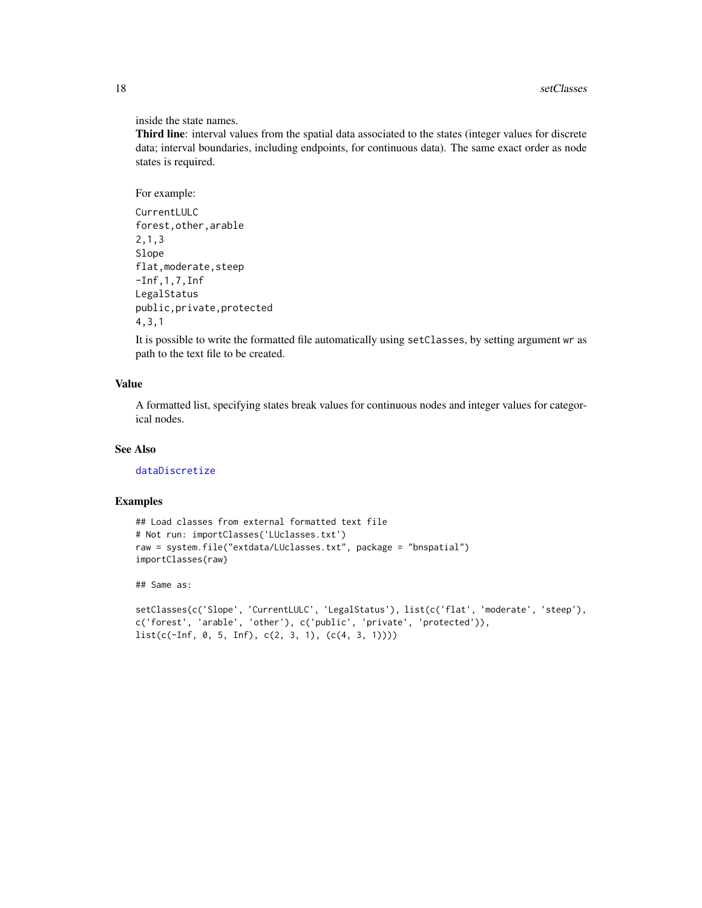inside the state names.
**Third line**: interval values from the spatial data associated to the states (integer values for discrete data; interval boundaries, including endpoints, for continuous data). The same exact order as node states is required.

For example:

```
CurrentLULC
forest,other,arable
2,1,3
Slope
flat,moderate,steep
-Inf,1,7,Inf
LegalStatus
public,private,protected
4,3,1
```

It is possible to write the formatted file automatically using `setClasses`, by setting argument `wr` as path to the text file to be created.

## Value

A formatted list, specifying states break values for continuous nodes and integer values for categorical nodes.

## See Also

dataDiscretize

## Examples

```
## Load classes from external formatted text file
# Not run: importClasses('LUclasses.txt')
raw = system.file("extdata/LUclasses.txt", package = "bnspatial")
importClasses(raw)

## Same as:

setClasses(c('Slope', 'CurrentLULC', 'LegalStatus'), list(c('flat', 'moderate', 'steep'),
c('forest', 'arable', 'other'), c('public', 'private', 'protected')),
list(c(-Inf, 0, 5, Inf), c(2, 3, 1), (c(4, 3, 1))))
```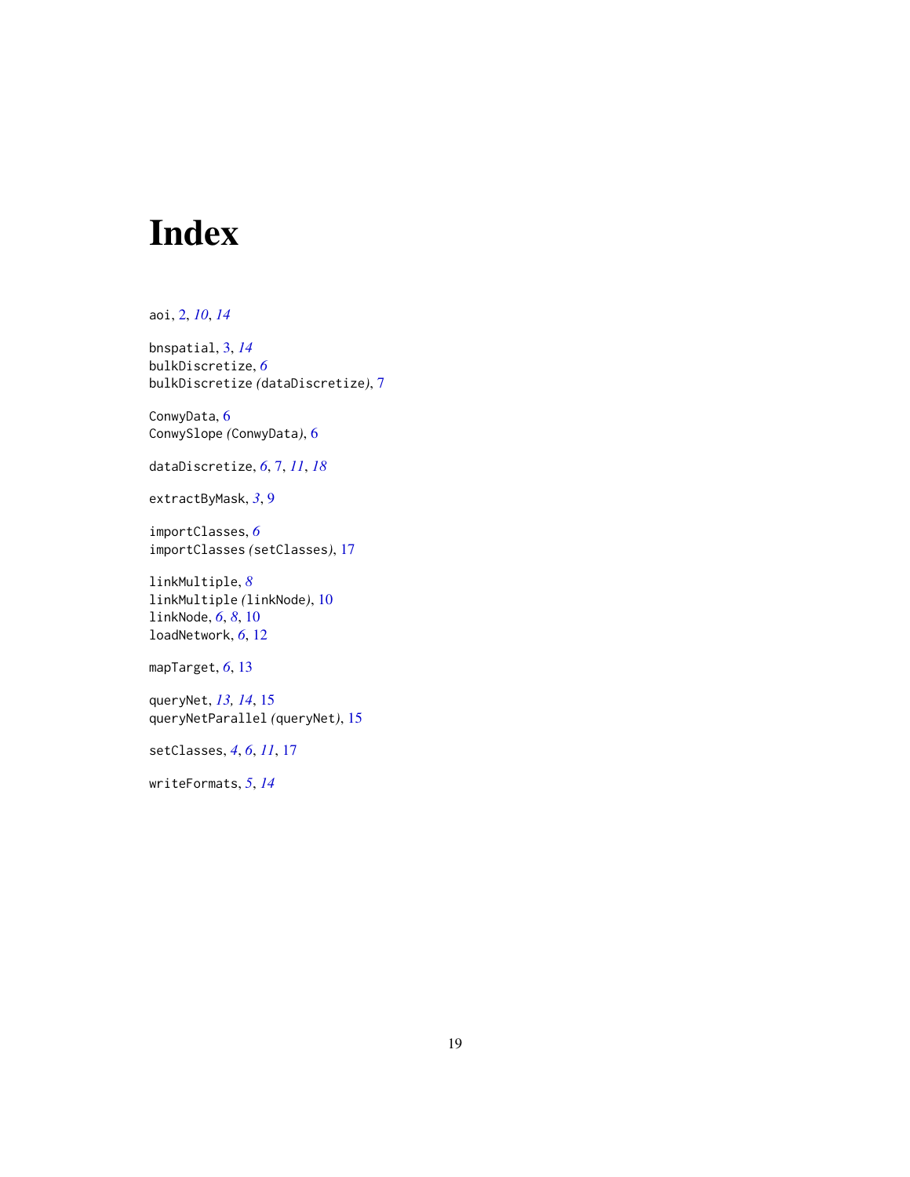# Index

aoi, 2, *10*, *14*

bnspatial, 3, *14*
bulkDiscretize, *6*
bulkDiscretize *(*dataDiscretize*)*, 7

ConwyData, 6
ConwySlope *(*ConwyData*)*, 6

dataDiscretize, *6*, 7, *11*, *18*

extractByMask, *3*, 9

importClasses, *6*
importClasses *(*setClasses*)*, 17

linkMultiple, *8*
linkMultiple *(*linkNode*)*, 10
linkNode, *6*, *8*, 10
loadNetwork, *6*, 12

mapTarget, *6*, 13

queryNet, *13, 14*, 15
queryNetParallel *(*queryNet*)*, 15

setClasses, *4*, *6*, *11*, 17

writeFormats, *5*, *14*